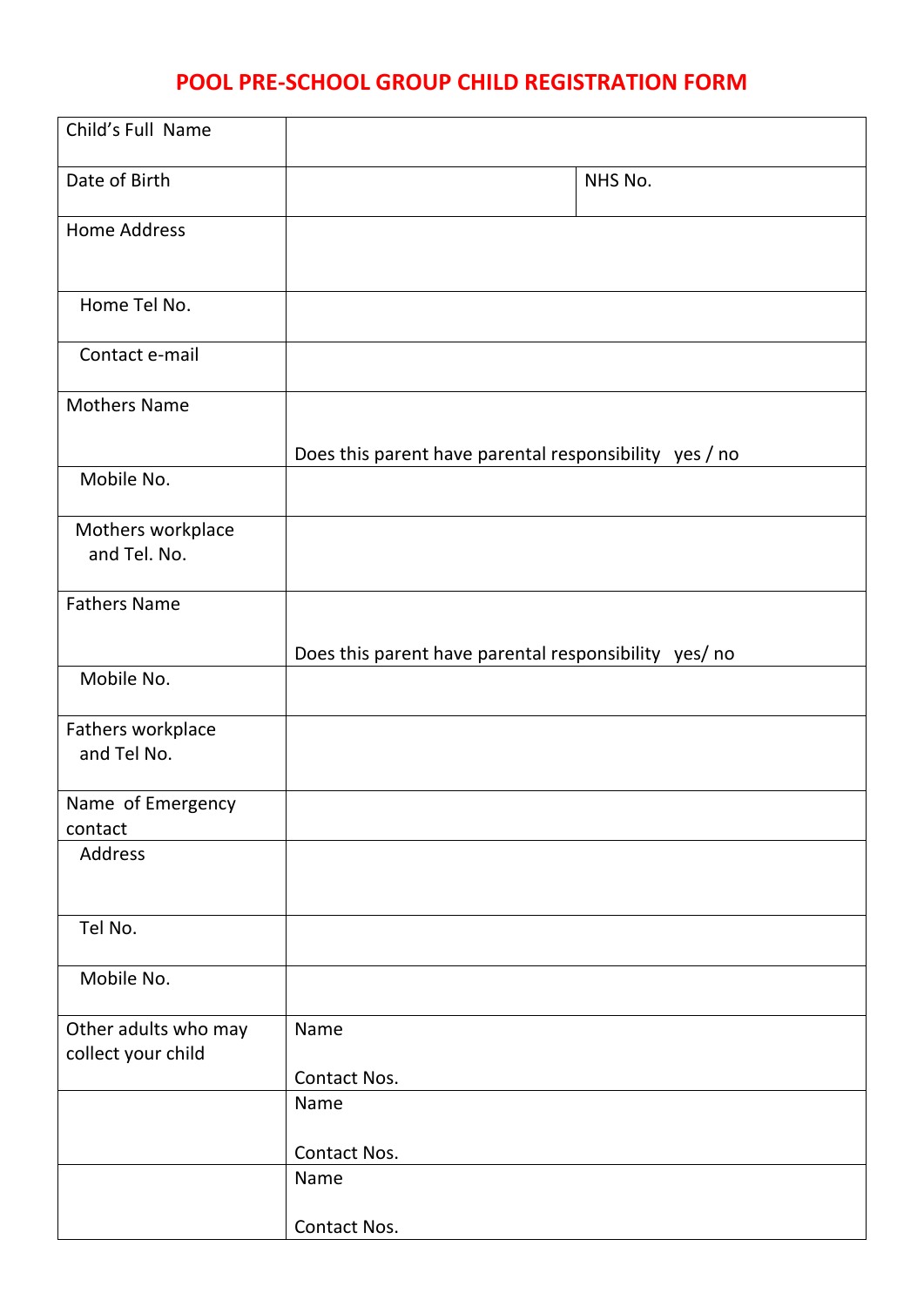# POOL PRE-SCHOOL GROUP CHILD REGISTRATION FORM

| | | |
|---|---|---|
| Child's Full Name | | |
| Date of Birth | | NHS No. |
| Home Address | | |
| Home Tel No. | | |
| Contact e-mail | | |
| Mothers Name | Does this parent have parental responsibility yes / no | |
| Mobile No. | | |
| Mothers workplace and Tel. No. | | |
| Fathers Name | Does this parent have parental responsibility yes/ no | |
| Mobile No. | | |
| Fathers workplace and Tel No. | | |
| Name of Emergency contact | | |
| Address | | |
| Tel No. | | |
| Mobile No. | | |
| Other adults who may collect your child | Name<br><br>Contact Nos. | |
| | Name<br><br>Contact Nos. | |
| | Name<br><br>Contact Nos. | |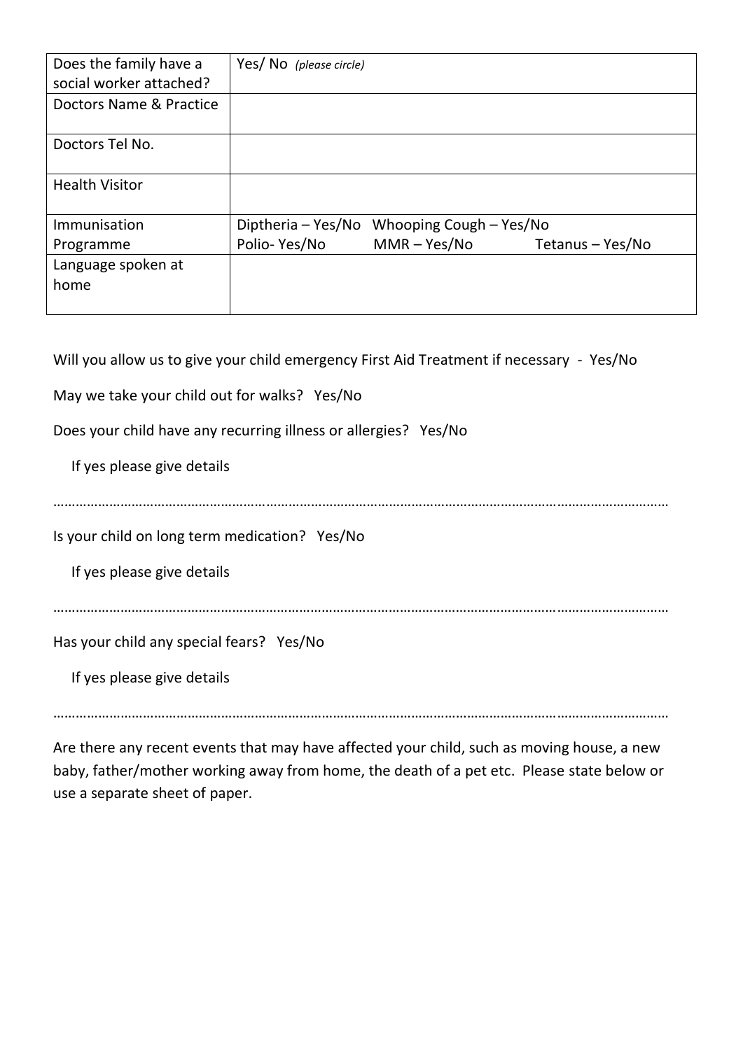| Does the family have a social worker attached? | Yes/ No *(please circle)* |
|---|---|
| Doctors Name & Practice | |
| Doctors Tel No. | |
| Health Visitor | |
| Immunisation Programme | Diptheria – Yes/No   Whooping Cough – Yes/No<br>Polio- Yes/No   MMR – Yes/No   Tetanus – Yes/No |
| Language spoken at home | |

Will you allow us to give your child emergency First Aid Treatment if necessary - Yes/No

May we take your child out for walks? Yes/No

Does your child have any recurring illness or allergies? Yes/No

If yes please give details

………………………………………………………………………………………………………………………………………

Is your child on long term medication? Yes/No

If yes please give details

………………………………………………………………………………………………………………………………………

Has your child any special fears? Yes/No

If yes please give details

………………………………………………………………………………………………………………………………………

Are there any recent events that may have affected your child, such as moving house, a new baby, father/mother working away from home, the death of a pet etc. Please state below or use a separate sheet of paper.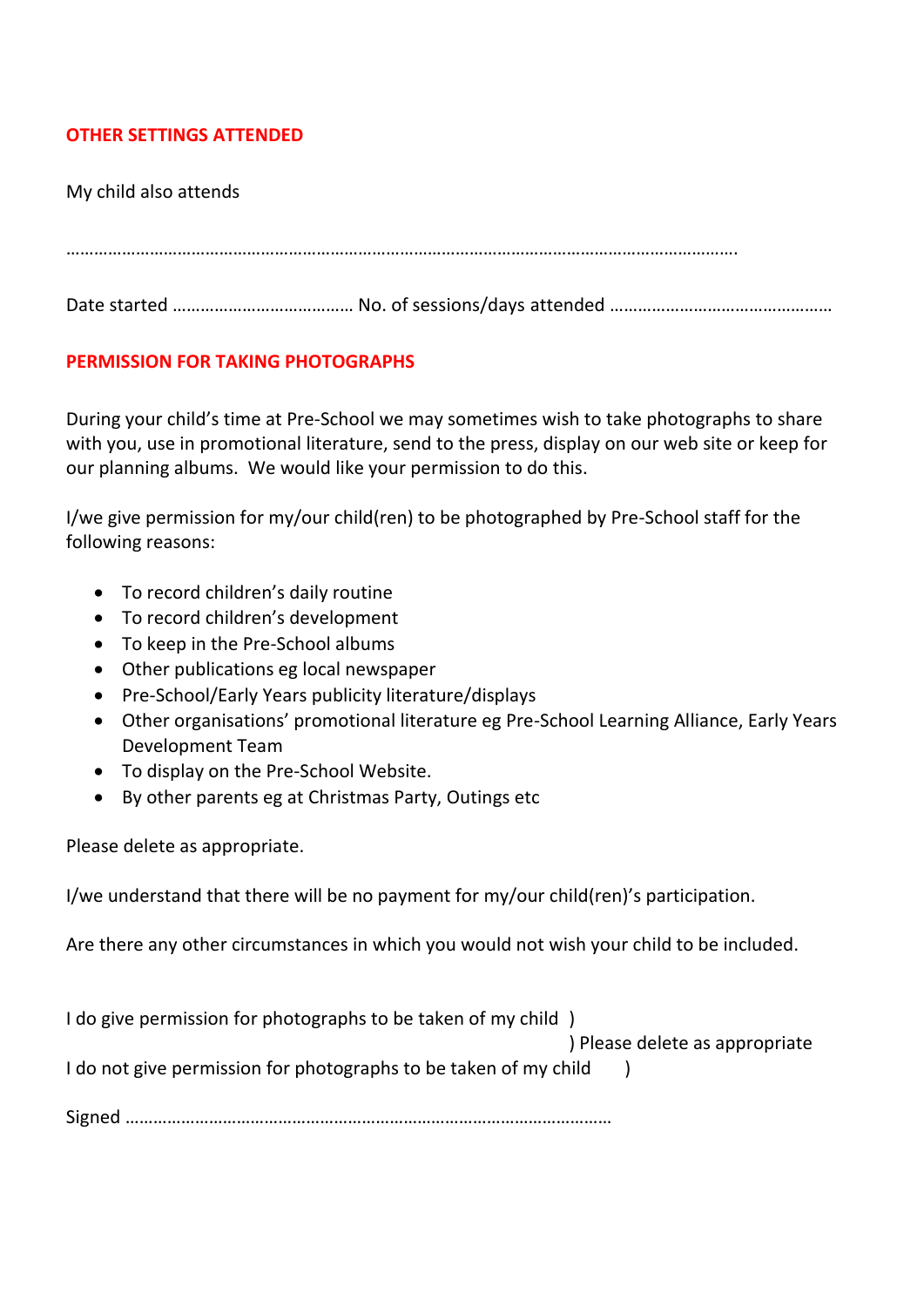## OTHER SETTINGS ATTENDED

My child also attends

…………………………………………………………………………………………………………………………….

Date started ……………………………… No. of sessions/days attended ………………………………………

## PERMISSION FOR TAKING PHOTOGRAPHS

During your child's time at Pre-School we may sometimes wish to take photographs to share with you, use in promotional literature, send to the press, display on our web site or keep for our planning albums. We would like your permission to do this.

I/we give permission for my/our child(ren) to be photographed by Pre-School staff for the following reasons:

- To record children's daily routine
- To record children's development
- To keep in the Pre-School albums
- Other publications eg local newspaper
- Pre-School/Early Years publicity literature/displays
- Other organisations' promotional literature eg Pre-School Learning Alliance, Early Years Development Team
- To display on the Pre-School Website.
- By other parents eg at Christmas Party, Outings etc

Please delete as appropriate.

I/we understand that there will be no payment for my/our child(ren)'s participation.

Are there any other circumstances in which you would not wish your child to be included.

I do give permission for photographs to be taken of my child )
) Please delete as appropriate
I do not give permission for photographs to be taken of my child )

Signed ……………………………………………………………………………………………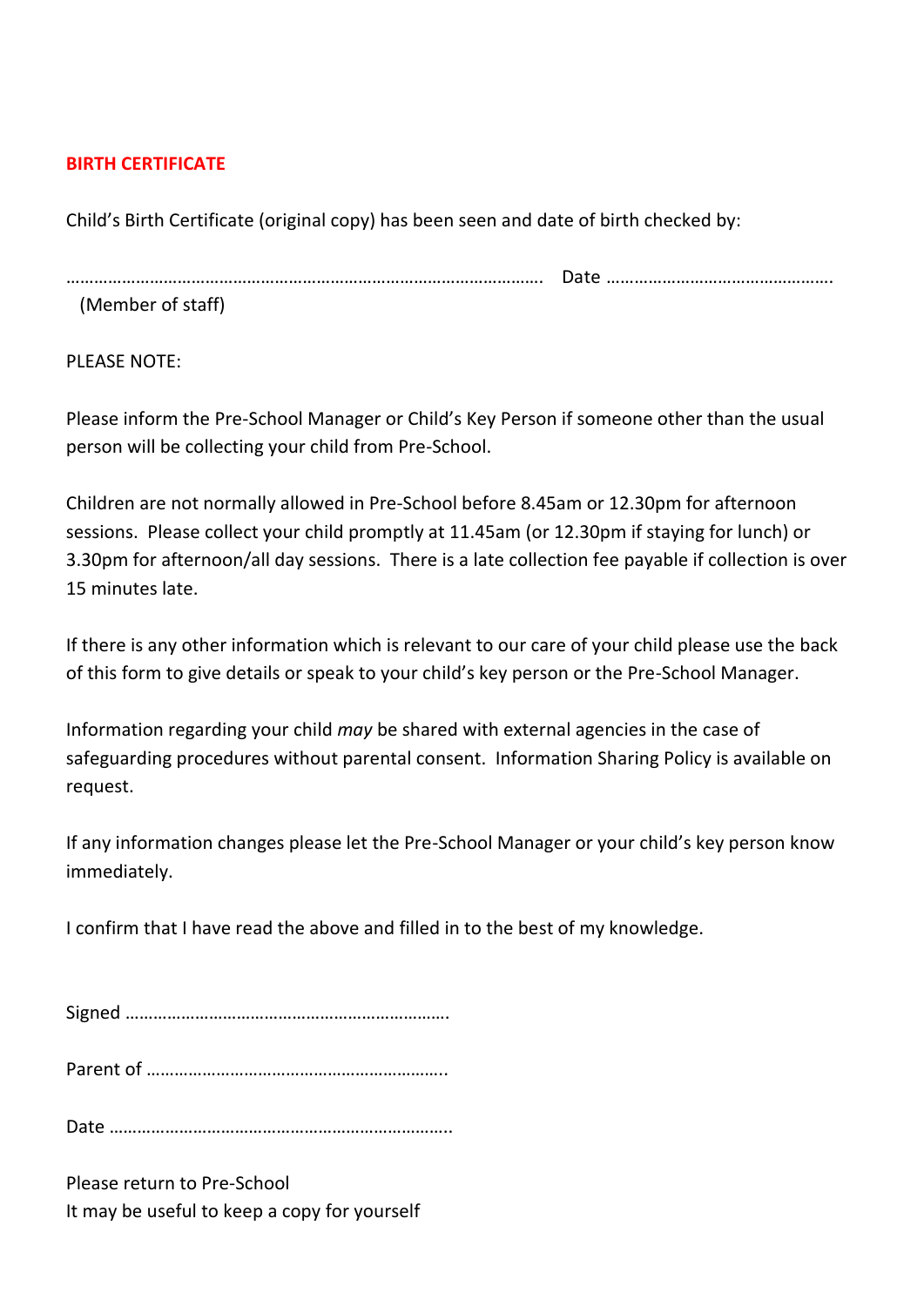## BIRTH CERTIFICATE

Child's Birth Certificate (original copy) has been seen and date of birth checked by:

………………………………………………………………………………………… Date ………………………………………….
(Member of staff)

PLEASE NOTE:

Please inform the Pre-School Manager or Child's Key Person if someone other than the usual person will be collecting your child from Pre-School.

Children are not normally allowed in Pre-School before 8.45am or 12.30pm for afternoon sessions. Please collect your child promptly at 11.45am (or 12.30pm if staying for lunch) or 3.30pm for afternoon/all day sessions. There is a late collection fee payable if collection is over 15 minutes late.

If there is any other information which is relevant to our care of your child please use the back of this form to give details or speak to your child's key person or the Pre-School Manager.

Information regarding your child *may* be shared with external agencies in the case of safeguarding procedures without parental consent. Information Sharing Policy is available on request.

If any information changes please let the Pre-School Manager or your child's key person know immediately.

I confirm that I have read the above and filled in to the best of my knowledge.

Signed …………………………………………………………….

Parent of ………………………………………………………..

Date ………………………………………………………………..

Please return to Pre-School
It may be useful to keep a copy for yourself